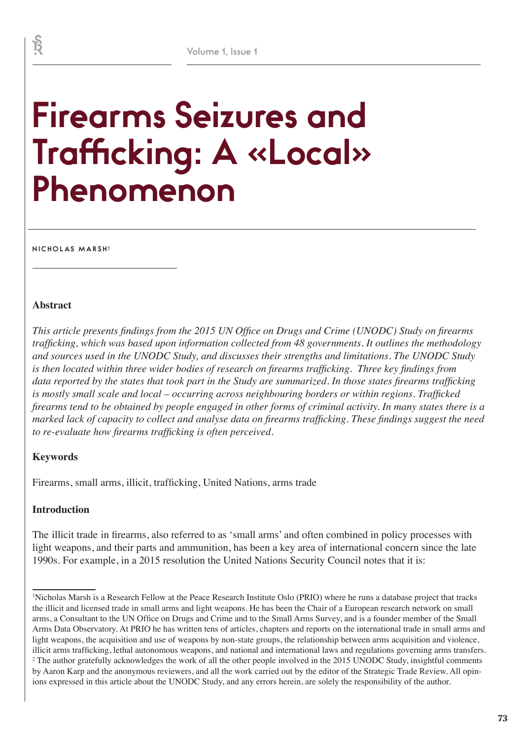# Firearms Seizures and Trafficking: A «Local» Phenomenon

NICHOLAS MARSH[1]

## Abstract

*This article presents findings from the 2015 UN Office on Drugs and Crime (UNODC) Study on firearms trafficking, which was based upon information collected from 48 governments. It outlines the methodology and sources used in the UNODC Study, and discusses their strengths and limitations. The UNODC Study is then located within three wider bodies of research on firearms trafficking. Three key findings from data reported by the states that took part in the Study are summarized. In those states firearms trafficking is mostly small scale and local – occurring across neighbouring borders or within regions. Trafficked firearms tend to be obtained by people engaged in other forms of criminal activity. In many states there is a marked lack of capacity to collect and analyse data on firearms trafficking. These findings suggest the need to re-evaluate how firearms trafficking is often perceived.*

## Keywords

Firearms, small arms, illicit, trafficking, United Nations, arms trade

## Introduction

The illicit trade in firearms, also referred to as 'small arms' and often combined in policy processes with light weapons, and their parts and ammunition, has been a key area of international concern since the late 1990s. For example, in a 2015 resolution the United Nations Security Council notes that it is:

---

[1]Nicholas Marsh is a Research Fellow at the Peace Research Institute Oslo (PRIO) where he runs a database project that tracks the illicit and licensed trade in small arms and light weapons. He has been the Chair of a European research network on small arms, a Consultant to the UN Office on Drugs and Crime and to the Small Arms Survey, and is a founder member of the Small Arms Data Observatory. At PRIO he has written tens of articles, chapters and reports on the international trade in small arms and light weapons, the acquisition and use of weapons by non-state groups, the relationship between arms acquisition and violence, illicit arms trafficking, lethal autonomous weapons, and national and international laws and regulations governing arms transfers.

[2] The author gratefully acknowledges the work of all the other people involved in the 2015 UNODC Study, insightful comments by Aaron Karp and the anonymous reviewers, and all the work carried out by the editor of the Strategic Trade Review. All opinions expressed in this article about the UNODC Study, and any errors herein, are solely the responsibility of the author.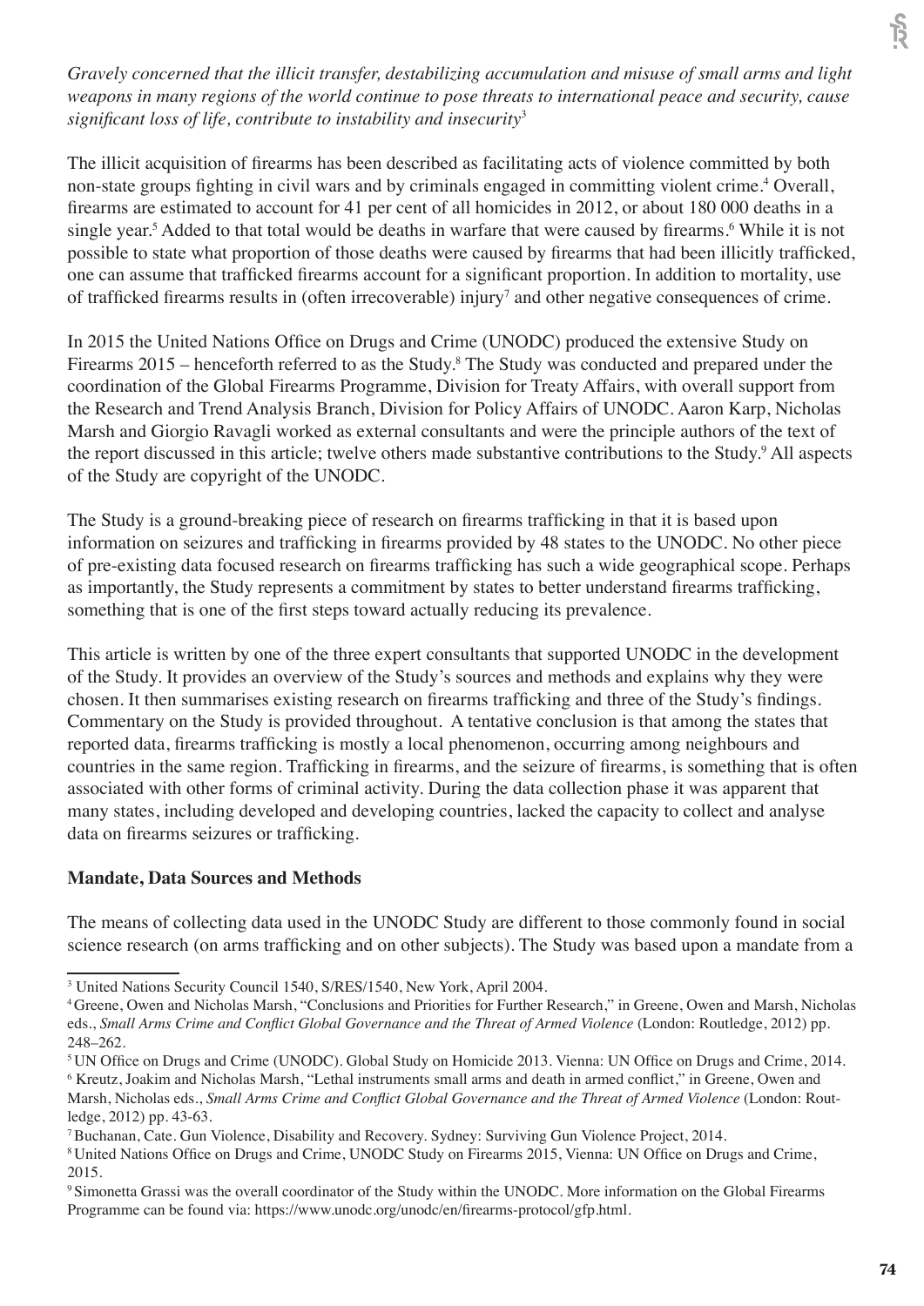*Gravely concerned that the illicit transfer, destabilizing accumulation and misuse of small arms and light weapons in many regions of the world continue to pose threats to international peace and security, cause significant loss of life, contribute to instability and insecurity*[3]

The illicit acquisition of firearms has been described as facilitating acts of violence committed by both non-state groups fighting in civil wars and by criminals engaged in committing violent crime.[4] Overall, firearms are estimated to account for 41 per cent of all homicides in 2012, or about 180 000 deaths in a single year.[5] Added to that total would be deaths in warfare that were caused by firearms.[6] While it is not possible to state what proportion of those deaths were caused by firearms that had been illicitly trafficked, one can assume that trafficked firearms account for a significant proportion. In addition to mortality, use of trafficked firearms results in (often irrecoverable) injury[7] and other negative consequences of crime.

In 2015 the United Nations Office on Drugs and Crime (UNODC) produced the extensive Study on Firearms 2015 – henceforth referred to as the Study.[8] The Study was conducted and prepared under the coordination of the Global Firearms Programme, Division for Treaty Affairs, with overall support from the Research and Trend Analysis Branch, Division for Policy Affairs of UNODC. Aaron Karp, Nicholas Marsh and Giorgio Ravagli worked as external consultants and were the principle authors of the text of the report discussed in this article; twelve others made substantive contributions to the Study.[9] All aspects of the Study are copyright of the UNODC.

The Study is a ground-breaking piece of research on firearms trafficking in that it is based upon information on seizures and trafficking in firearms provided by 48 states to the UNODC. No other piece of pre-existing data focused research on firearms trafficking has such a wide geographical scope. Perhaps as importantly, the Study represents a commitment by states to better understand firearms trafficking, something that is one of the first steps toward actually reducing its prevalence.

This article is written by one of the three expert consultants that supported UNODC in the development of the Study. It provides an overview of the Study's sources and methods and explains why they were chosen. It then summarises existing research on firearms trafficking and three of the Study's findings. Commentary on the Study is provided throughout. A tentative conclusion is that among the states that reported data, firearms trafficking is mostly a local phenomenon, occurring among neighbours and countries in the same region. Trafficking in firearms, and the seizure of firearms, is something that is often associated with other forms of criminal activity. During the data collection phase it was apparent that many states, including developed and developing countries, lacked the capacity to collect and analyse data on firearms seizures or trafficking.

**Mandate, Data Sources and Methods**

The means of collecting data used in the UNODC Study are different to those commonly found in social science research (on arms trafficking and on other subjects). The Study was based upon a mandate from a

---

[3] United Nations Security Council 1540, S/RES/1540, New York, April 2004.

[4] Greene, Owen and Nicholas Marsh, "Conclusions and Priorities for Further Research," in Greene, Owen and Marsh, Nicholas eds., *Small Arms Crime and Conflict Global Governance and the Threat of Armed Violence* (London: Routledge, 2012) pp. 248–262.

[5] UN Office on Drugs and Crime (UNODC). Global Study on Homicide 2013. Vienna: UN Office on Drugs and Crime, 2014.

[6] Kreutz, Joakim and Nicholas Marsh, "Lethal instruments small arms and death in armed conflict," in Greene, Owen and Marsh, Nicholas eds., *Small Arms Crime and Conflict Global Governance and the Threat of Armed Violence* (London: Routledge, 2012) pp. 43-63.

[7] Buchanan, Cate. Gun Violence, Disability and Recovery. Sydney: Surviving Gun Violence Project, 2014.

[8] United Nations Office on Drugs and Crime, UNODC Study on Firearms 2015, Vienna: UN Office on Drugs and Crime, 2015.

[9] Simonetta Grassi was the overall coordinator of the Study within the UNODC. More information on the Global Firearms Programme can be found via: https://www.unodc.org/unodc/en/firearms-protocol/gfp.html.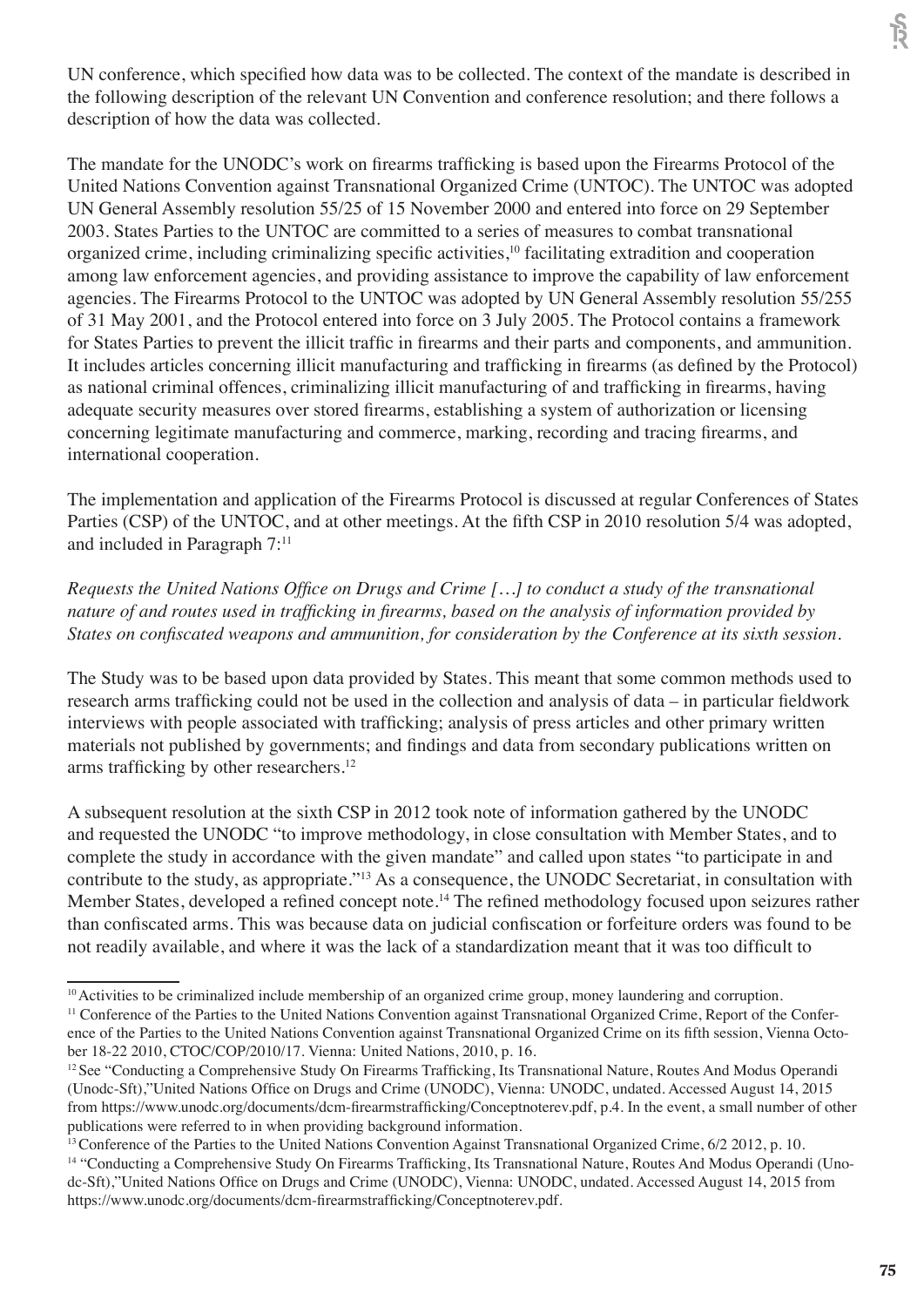UN conference, which specified how data was to be collected. The context of the mandate is described in the following description of the relevant UN Convention and conference resolution; and there follows a description of how the data was collected.

The mandate for the UNODC's work on firearms trafficking is based upon the Firearms Protocol of the United Nations Convention against Transnational Organized Crime (UNTOC). The UNTOC was adopted UN General Assembly resolution 55/25 of 15 November 2000 and entered into force on 29 September 2003. States Parties to the UNTOC are committed to a series of measures to combat transnational organized crime, including criminalizing specific activities,[10] facilitating extradition and cooperation among law enforcement agencies, and providing assistance to improve the capability of law enforcement agencies. The Firearms Protocol to the UNTOC was adopted by UN General Assembly resolution 55/255 of 31 May 2001, and the Protocol entered into force on 3 July 2005. The Protocol contains a framework for States Parties to prevent the illicit traffic in firearms and their parts and components, and ammunition. It includes articles concerning illicit manufacturing and trafficking in firearms (as defined by the Protocol) as national criminal offences, criminalizing illicit manufacturing of and trafficking in firearms, having adequate security measures over stored firearms, establishing a system of authorization or licensing concerning legitimate manufacturing and commerce, marking, recording and tracing firearms, and international cooperation.

The implementation and application of the Firearms Protocol is discussed at regular Conferences of States Parties (CSP) of the UNTOC, and at other meetings. At the fifth CSP in 2010 resolution 5/4 was adopted, and included in Paragraph 7:[11]

*Requests the United Nations Office on Drugs and Crime […] to conduct a study of the transnational nature of and routes used in trafficking in firearms, based on the analysis of information provided by States on confiscated weapons and ammunition, for consideration by the Conference at its sixth session.*

The Study was to be based upon data provided by States. This meant that some common methods used to research arms trafficking could not be used in the collection and analysis of data – in particular fieldwork interviews with people associated with trafficking; analysis of press articles and other primary written materials not published by governments; and findings and data from secondary publications written on arms trafficking by other researchers.[12]

A subsequent resolution at the sixth CSP in 2012 took note of information gathered by the UNODC and requested the UNODC "to improve methodology, in close consultation with Member States, and to complete the study in accordance with the given mandate" and called upon states "to participate in and contribute to the study, as appropriate."[13] As a consequence, the UNODC Secretariat, in consultation with Member States, developed a refined concept note.[14] The refined methodology focused upon seizures rather than confiscated arms. This was because data on judicial confiscation or forfeiture orders was found to be not readily available, and where it was the lack of a standardization meant that it was too difficult to

---

[10] Activities to be criminalized include membership of an organized crime group, money laundering and corruption.

[11] Conference of the Parties to the United Nations Convention against Transnational Organized Crime, Report of the Conference of the Parties to the United Nations Convention against Transnational Organized Crime on its fifth session, Vienna October 18-22 2010, CTOC/COP/2010/17. Vienna: United Nations, 2010, p. 16.

[12] See "Conducting a Comprehensive Study On Firearms Trafficking, Its Transnational Nature, Routes And Modus Operandi (Unodc-Sft),"United Nations Office on Drugs and Crime (UNODC), Vienna: UNODC, undated. Accessed August 14, 2015 from https://www.unodc.org/documents/dcm-firearmstrafficking/Conceptnoterev.pdf, p.4. In the event, a small number of other publications were referred to in when providing background information.

[13] Conference of the Parties to the United Nations Convention Against Transnational Organized Crime, 6/2 2012, p. 10.

[14] "Conducting a Comprehensive Study On Firearms Trafficking, Its Transnational Nature, Routes And Modus Operandi (Unodc-Sft),"United Nations Office on Drugs and Crime (UNODC), Vienna: UNODC, undated. Accessed August 14, 2015 from https://www.unodc.org/documents/dcm-firearmstrafficking/Conceptnoterev.pdf.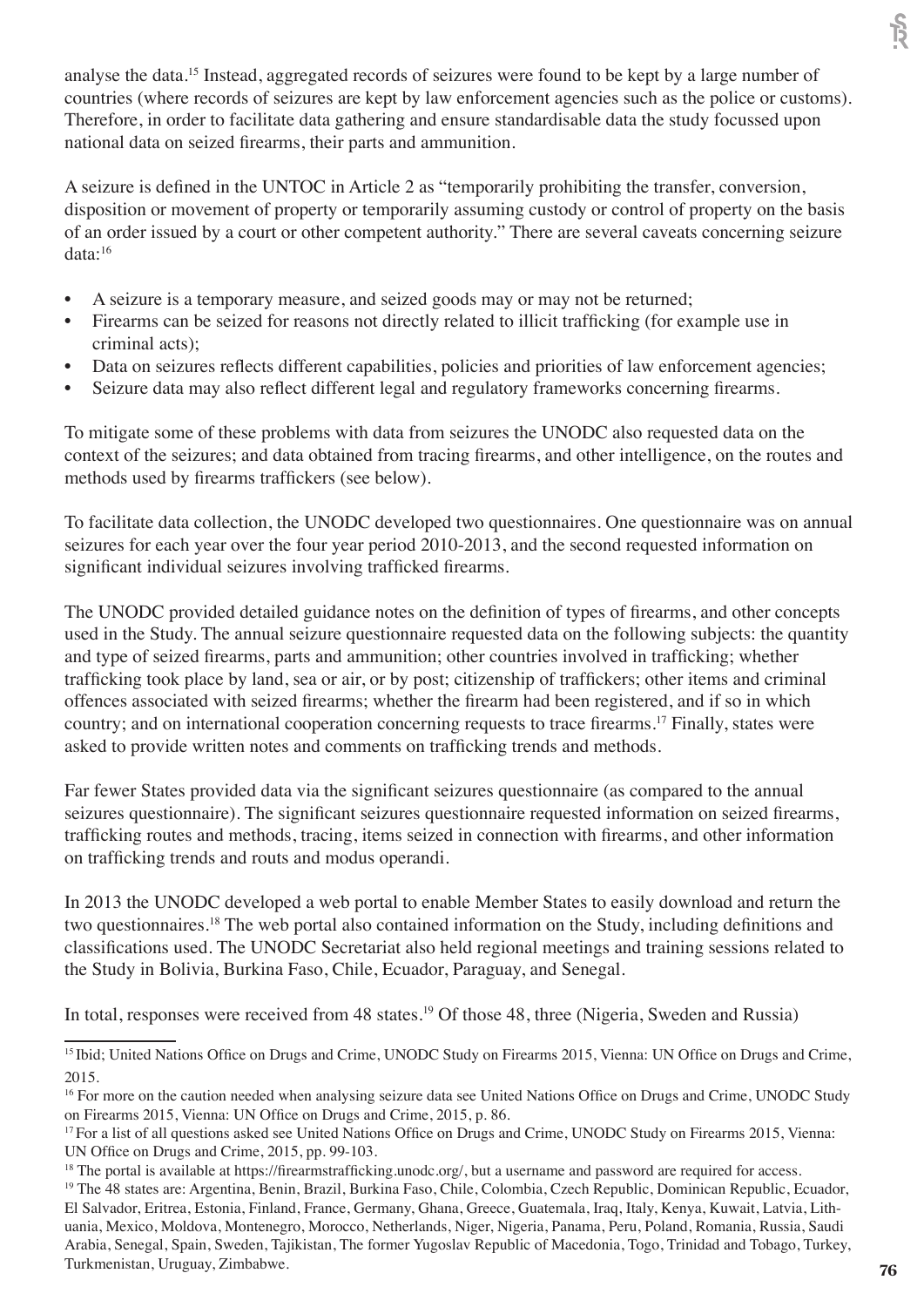analyse the data.[15] Instead, aggregated records of seizures were found to be kept by a large number of countries (where records of seizures are kept by law enforcement agencies such as the police or customs). Therefore, in order to facilitate data gathering and ensure standardisable data the study focussed upon national data on seized firearms, their parts and ammunition.

A seizure is defined in the UNTOC in Article 2 as "temporarily prohibiting the transfer, conversion, disposition or movement of property or temporarily assuming custody or control of property on the basis of an order issued by a court or other competent authority." There are several caveats concerning seizure data:[16]

- A seizure is a temporary measure, and seized goods may or may not be returned;
- Firearms can be seized for reasons not directly related to illicit trafficking (for example use in criminal acts);
- Data on seizures reflects different capabilities, policies and priorities of law enforcement agencies;
- Seizure data may also reflect different legal and regulatory frameworks concerning firearms.

To mitigate some of these problems with data from seizures the UNODC also requested data on the context of the seizures; and data obtained from tracing firearms, and other intelligence, on the routes and methods used by firearms traffickers (see below).

To facilitate data collection, the UNODC developed two questionnaires. One questionnaire was on annual seizures for each year over the four year period 2010-2013, and the second requested information on significant individual seizures involving trafficked firearms.

The UNODC provided detailed guidance notes on the definition of types of firearms, and other concepts used in the Study. The annual seizure questionnaire requested data on the following subjects: the quantity and type of seized firearms, parts and ammunition; other countries involved in trafficking; whether trafficking took place by land, sea or air, or by post; citizenship of traffickers; other items and criminal offences associated with seized firearms; whether the firearm had been registered, and if so in which country; and on international cooperation concerning requests to trace firearms.[17] Finally, states were asked to provide written notes and comments on trafficking trends and methods.

Far fewer States provided data via the significant seizures questionnaire (as compared to the annual seizures questionnaire). The significant seizures questionnaire requested information on seized firearms, trafficking routes and methods, tracing, items seized in connection with firearms, and other information on trafficking trends and routs and modus operandi.

In 2013 the UNODC developed a web portal to enable Member States to easily download and return the two questionnaires.[18] The web portal also contained information on the Study, including definitions and classifications used. The UNODC Secretariat also held regional meetings and training sessions related to the Study in Bolivia, Burkina Faso, Chile, Ecuador, Paraguay, and Senegal.

In total, responses were received from 48 states.[19] Of those 48, three (Nigeria, Sweden and Russia)

---

[15] Ibid; United Nations Office on Drugs and Crime, UNODC Study on Firearms 2015, Vienna: UN Office on Drugs and Crime, 2015.

[16] For more on the caution needed when analysing seizure data see United Nations Office on Drugs and Crime, UNODC Study on Firearms 2015, Vienna: UN Office on Drugs and Crime, 2015, p. 86.

[17] For a list of all questions asked see United Nations Office on Drugs and Crime, UNODC Study on Firearms 2015, Vienna: UN Office on Drugs and Crime, 2015, pp. 99-103.

[18] The portal is available at https://firearmstrafficking.unodc.org/, but a username and password are required for access.

[19] The 48 states are: Argentina, Benin, Brazil, Burkina Faso, Chile, Colombia, Czech Republic, Dominican Republic, Ecuador, El Salvador, Eritrea, Estonia, Finland, France, Germany, Ghana, Greece, Guatemala, Iraq, Italy, Kenya, Kuwait, Latvia, Lithuania, Mexico, Moldova, Montenegro, Morocco, Netherlands, Niger, Nigeria, Panama, Peru, Poland, Romania, Russia, Saudi Arabia, Senegal, Spain, Sweden, Tajikistan, The former Yugoslav Republic of Macedonia, Togo, Trinidad and Tobago, Turkey, Turkmenistan, Uruguay, Zimbabwe.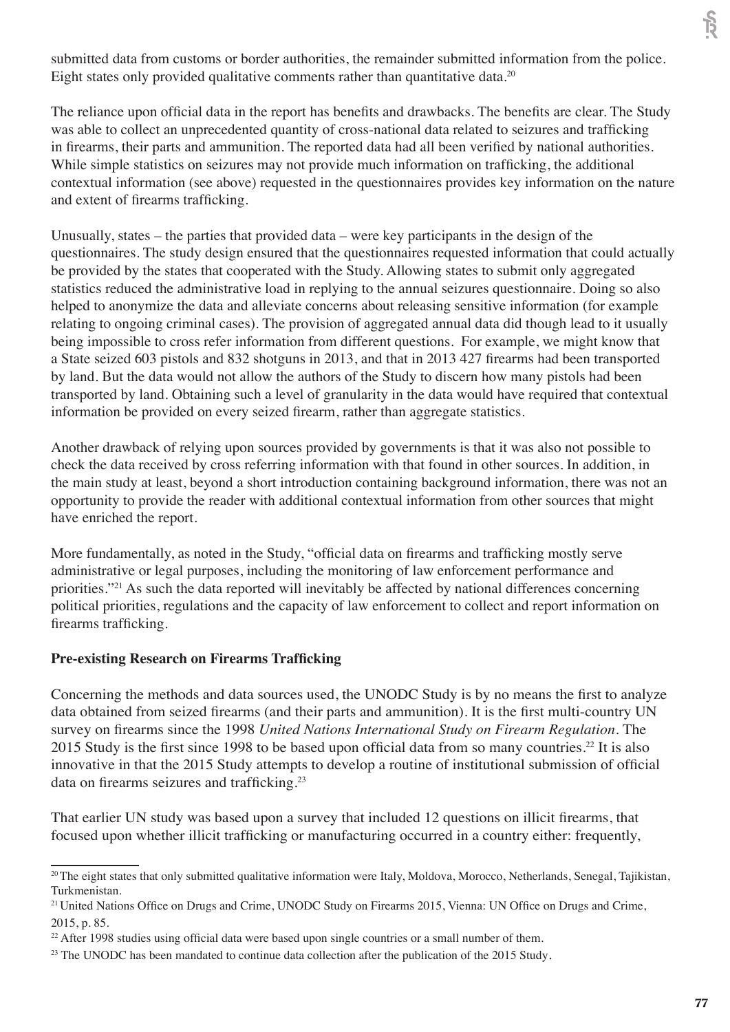submitted data from customs or border authorities, the remainder submitted information from the police. Eight states only provided qualitative comments rather than quantitative data.[20]

The reliance upon official data in the report has benefits and drawbacks. The benefits are clear. The Study was able to collect an unprecedented quantity of cross-national data related to seizures and trafficking in firearms, their parts and ammunition. The reported data had all been verified by national authorities. While simple statistics on seizures may not provide much information on trafficking, the additional contextual information (see above) requested in the questionnaires provides key information on the nature and extent of firearms trafficking.

Unusually, states – the parties that provided data – were key participants in the design of the questionnaires. The study design ensured that the questionnaires requested information that could actually be provided by the states that cooperated with the Study. Allowing states to submit only aggregated statistics reduced the administrative load in replying to the annual seizures questionnaire. Doing so also helped to anonymize the data and alleviate concerns about releasing sensitive information (for example relating to ongoing criminal cases). The provision of aggregated annual data did though lead to it usually being impossible to cross refer information from different questions. For example, we might know that a State seized 603 pistols and 832 shotguns in 2013, and that in 2013 427 firearms had been transported by land. But the data would not allow the authors of the Study to discern how many pistols had been transported by land. Obtaining such a level of granularity in the data would have required that contextual information be provided on every seized firearm, rather than aggregate statistics.

Another drawback of relying upon sources provided by governments is that it was also not possible to check the data received by cross referring information with that found in other sources. In addition, in the main study at least, beyond a short introduction containing background information, there was not an opportunity to provide the reader with additional contextual information from other sources that might have enriched the report.

More fundamentally, as noted in the Study, "official data on firearms and trafficking mostly serve administrative or legal purposes, including the monitoring of law enforcement performance and priorities."[21] As such the data reported will inevitably be affected by national differences concerning political priorities, regulations and the capacity of law enforcement to collect and report information on firearms trafficking.

**Pre-existing Research on Firearms Trafficking**

Concerning the methods and data sources used, the UNODC Study is by no means the first to analyze data obtained from seized firearms (and their parts and ammunition). It is the first multi-country UN survey on firearms since the 1998 *United Nations International Study on Firearm Regulation*. The 2015 Study is the first since 1998 to be based upon official data from so many countries.[22] It is also innovative in that the 2015 Study attempts to develop a routine of institutional submission of official data on firearms seizures and trafficking.[23]

That earlier UN study was based upon a survey that included 12 questions on illicit firearms, that focused upon whether illicit trafficking or manufacturing occurred in a country either: frequently,

---

[20] The eight states that only submitted qualitative information were Italy, Moldova, Morocco, Netherlands, Senegal, Tajikistan, Turkmenistan.

[21] United Nations Office on Drugs and Crime, UNODC Study on Firearms 2015, Vienna: UN Office on Drugs and Crime, 2015, p. 85.

[22] After 1998 studies using official data were based upon single countries or a small number of them.

[23] The UNODC has been mandated to continue data collection after the publication of the 2015 Study.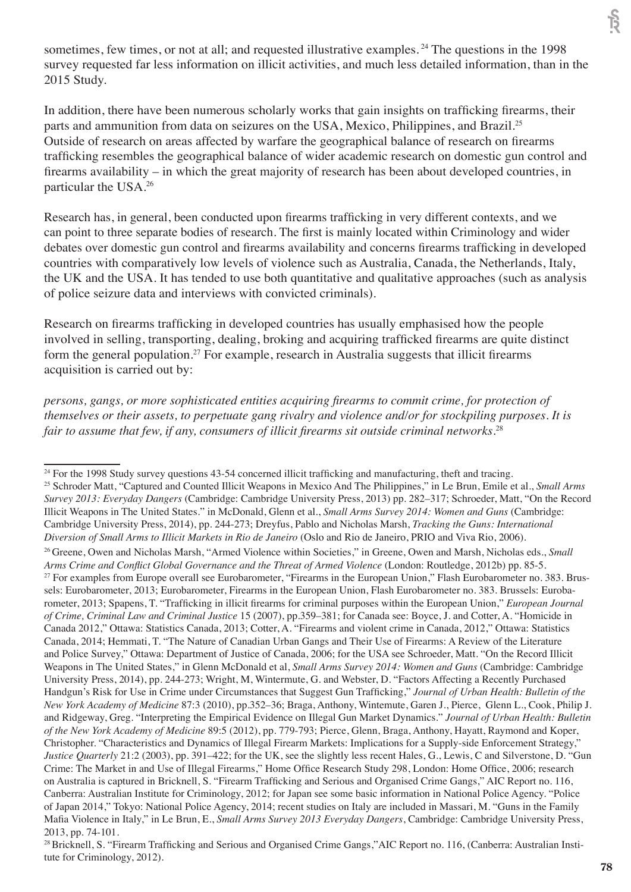sometimes, few times, or not at all; and requested illustrative examples.[24] The questions in the 1998 survey requested far less information on illicit activities, and much less detailed information, than in the 2015 Study.

In addition, there have been numerous scholarly works that gain insights on trafficking firearms, their parts and ammunition from data on seizures on the USA, Mexico, Philippines, and Brazil.[25] Outside of research on areas affected by warfare the geographical balance of research on firearms trafficking resembles the geographical balance of wider academic research on domestic gun control and firearms availability – in which the great majority of research has been about developed countries, in particular the USA.[26]

Research has, in general, been conducted upon firearms trafficking in very different contexts, and we can point to three separate bodies of research. The first is mainly located within Criminology and wider debates over domestic gun control and firearms availability and concerns firearms trafficking in developed countries with comparatively low levels of violence such as Australia, Canada, the Netherlands, Italy, the UK and the USA. It has tended to use both quantitative and qualitative approaches (such as analysis of police seizure data and interviews with convicted criminals).

Research on firearms trafficking in developed countries has usually emphasised how the people involved in selling, transporting, dealing, broking and acquiring trafficked firearms are quite distinct form the general population.[27] For example, research in Australia suggests that illicit firearms acquisition is carried out by:

*persons, gangs, or more sophisticated entities acquiring firearms to commit crime, for protection of themselves or their assets, to perpetuate gang rivalry and violence and/or for stockpiling purposes. It is fair to assume that few, if any, consumers of illicit firearms sit outside criminal networks.*[28]

---

[24] For the 1998 Study survey questions 43-54 concerned illicit trafficking and manufacturing, theft and tracing.

[25] Schroder Matt, "Captured and Counted Illicit Weapons in Mexico And The Philippines," in Le Brun, Emile et al., *Small Arms Survey 2013: Everyday Dangers* (Cambridge: Cambridge University Press, 2013) pp. 282–317; Schroeder, Matt, "On the Record Illicit Weapons in The United States." in McDonald, Glenn et al., *Small Arms Survey 2014: Women and Guns* (Cambridge: Cambridge University Press, 2014), pp. 244-273; Dreyfus, Pablo and Nicholas Marsh, *Tracking the Guns: International Diversion of Small Arms to Illicit Markets in Rio de Janeiro* (Oslo and Rio de Janeiro, PRIO and Viva Rio, 2006).

[26] Greene, Owen and Nicholas Marsh, "Armed Violence within Societies," in Greene, Owen and Marsh, Nicholas eds., *Small Arms Crime and Conflict Global Governance and the Threat of Armed Violence* (London: Routledge, 2012b) pp. 85-5.

[27] For examples from Europe overall see Eurobarometer, "Firearms in the European Union," Flash Eurobarometer no. 383. Brussels: Eurobarometer, 2013; Eurobarometer, Firearms in the European Union, Flash Eurobarometer no. 383. Brussels: Eurobarometer, 2013; Spapens, T. "Trafficking in illicit firearms for criminal purposes within the European Union," *European Journal of Crime, Criminal Law and Criminal Justice* 15 (2007), pp.359–381; for Canada see: Boyce, J. and Cotter, A. "Homicide in Canada 2012," Ottawa: Statistics Canada, 2013; Cotter, A. "Firearms and violent crime in Canada, 2012," Ottawa: Statistics Canada, 2014; Hemmati, T. "The Nature of Canadian Urban Gangs and Their Use of Firearms: A Review of the Literature and Police Survey," Ottawa: Department of Justice of Canada, 2006; for the USA see Schroeder, Matt. "On the Record Illicit Weapons in The United States," in Glenn McDonald et al, *Small Arms Survey 2014: Women and Guns* (Cambridge: Cambridge University Press, 2014), pp. 244-273; Wright, M, Wintermute, G. and Webster, D. "Factors Affecting a Recently Purchased Handgun's Risk for Use in Crime under Circumstances that Suggest Gun Trafficking," *Journal of Urban Health: Bulletin of the New York Academy of Medicine* 87:3 (2010), pp.352–36; Braga, Anthony, Wintemute, Garen J., Pierce, Glenn L., Cook, Philip J. and Ridgeway, Greg. "Interpreting the Empirical Evidence on Illegal Gun Market Dynamics." *Journal of Urban Health: Bulletin of the New York Academy of Medicine* 89:5 (2012), pp. 779-793; Pierce, Glenn, Braga, Anthony, Hayatt, Raymond and Koper, Christopher. "Characteristics and Dynamics of Illegal Firearm Markets: Implications for a Supply-side Enforcement Strategy," *Justice Quarterly* 21:2 (2003), pp. 391–422; for the UK, see the slightly less recent Hales, G., Lewis, C and Silverstone, D. "Gun Crime: The Market in and Use of Illegal Firearms," Home Office Research Study 298, London: Home Office, 2006; research on Australia is captured in Bricknell, S. "Firearm Trafficking and Serious and Organised Crime Gangs," AIC Report no. 116, Canberra: Australian Institute for Criminology, 2012; for Japan see some basic information in National Police Agency. "Police of Japan 2014," Tokyo: National Police Agency, 2014; recent studies on Italy are included in Massari, M. "Guns in the Family Mafia Violence in Italy," in Le Brun, E., *Small Arms Survey 2013 Everyday Dangers*, Cambridge: Cambridge University Press, 2013, pp. 74-101.

[28] Bricknell, S. "Firearm Trafficking and Serious and Organised Crime Gangs,"AIC Report no. 116, (Canberra: Australian Institute for Criminology, 2012).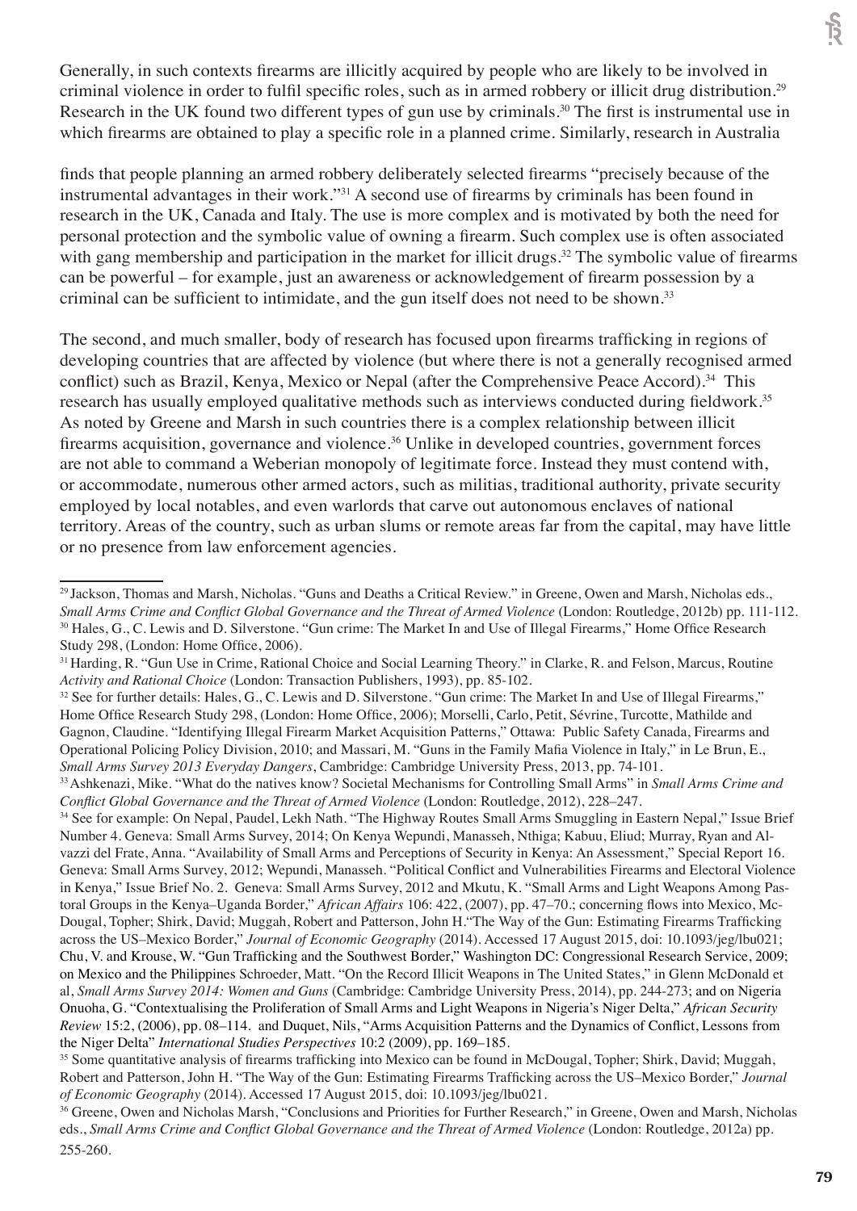Generally, in such contexts firearms are illicitly acquired by people who are likely to be involved in criminal violence in order to fulfil specific roles, such as in armed robbery or illicit drug distribution.[29] Research in the UK found two different types of gun use by criminals.[30] The first is instrumental use in which firearms are obtained to play a specific role in a planned crime. Similarly, research in Australia finds that people planning an armed robbery deliberately selected firearms "precisely because of the instrumental advantages in their work."[31] A second use of firearms by criminals has been found in research in the UK, Canada and Italy. The use is more complex and is motivated by both the need for personal protection and the symbolic value of owning a firearm. Such complex use is often associated with gang membership and participation in the market for illicit drugs.[32] The symbolic value of firearms can be powerful – for example, just an awareness or acknowledgement of firearm possession by a criminal can be sufficient to intimidate, and the gun itself does not need to be shown.[33]

The second, and much smaller, body of research has focused upon firearms trafficking in regions of developing countries that are affected by violence (but where there is not a generally recognised armed conflict) such as Brazil, Kenya, Mexico or Nepal (after the Comprehensive Peace Accord).[34] This research has usually employed qualitative methods such as interviews conducted during fieldwork.[35] As noted by Greene and Marsh in such countries there is a complex relationship between illicit firearms acquisition, governance and violence.[36] Unlike in developed countries, government forces are not able to command a Weberian monopoly of legitimate force. Instead they must contend with, or accommodate, numerous other armed actors, such as militias, traditional authority, private security employed by local notables, and even warlords that carve out autonomous enclaves of national territory. Areas of the country, such as urban slums or remote areas far from the capital, may have little or no presence from law enforcement agencies.

---

[29] Jackson, Thomas and Marsh, Nicholas. "Guns and Deaths a Critical Review." in Greene, Owen and Marsh, Nicholas eds., *Small Arms Crime and Conflict Global Governance and the Threat of Armed Violence* (London: Routledge, 2012b) pp. 111-112.

[30] Hales, G., C. Lewis and D. Silverstone. "Gun crime: The Market In and Use of Illegal Firearms," Home Office Research Study 298, (London: Home Office, 2006).

[31] Harding, R. "Gun Use in Crime, Rational Choice and Social Learning Theory." in Clarke, R. and Felson, Marcus, Routine *Activity and Rational Choice* (London: Transaction Publishers, 1993), pp. 85-102.

[32] See for further details: Hales, G., C. Lewis and D. Silverstone. "Gun crime: The Market In and Use of Illegal Firearms," Home Office Research Study 298, (London: Home Office, 2006); Morselli, Carlo, Petit, Sévrine, Turcotte, Mathilde and Gagnon, Claudine. "Identifying Illegal Firearm Market Acquisition Patterns," Ottawa: Public Safety Canada, Firearms and Operational Policing Policy Division, 2010; and Massari, M. "Guns in the Family Mafia Violence in Italy," in Le Brun, E., *Small Arms Survey 2013 Everyday Dangers*, Cambridge: Cambridge University Press, 2013, pp. 74-101.

[33] Ashkenazi, Mike. "What do the natives know? Societal Mechanisms for Controlling Small Arms" in *Small Arms Crime and Conflict Global Governance and the Threat of Armed Violence* (London: Routledge, 2012), 228–247.

[34] See for example: On Nepal, Paudel, Lekh Nath. "The Highway Routes Small Arms Smuggling in Eastern Nepal," Issue Brief Number 4. Geneva: Small Arms Survey, 2014; On Kenya Wepundi, Manasseh, Nthiga; Kabuu, Eliud; Murray, Ryan and Alvazzi del Frate, Anna. "Availability of Small Arms and Perceptions of Security in Kenya: An Assessment," Special Report 16. Geneva: Small Arms Survey, 2012; Wepundi, Manasseh. "Political Conflict and Vulnerabilities Firearms and Electoral Violence in Kenya," Issue Brief No. 2. Geneva: Small Arms Survey, 2012 and Mkutu, K. "Small Arms and Light Weapons Among Pastoral Groups in the Kenya–Uganda Border," *African Affairs* 106: 422, (2007), pp. 47–70.; concerning flows into Mexico, McDougal, Topher; Shirk, David; Muggah, Robert and Patterson, John H."The Way of the Gun: Estimating Firearms Trafficking across the US–Mexico Border," *Journal of Economic Geography* (2014). Accessed 17 August 2015, doi: 10.1093/jeg/lbu021; Chu, V. and Krouse, W. "Gun Trafficking and the Southwest Border," Washington DC: Congressional Research Service, 2009; on Mexico and the Philippines Schroeder, Matt. "On the Record Illicit Weapons in The United States," in Glenn McDonald et al, *Small Arms Survey 2014: Women and Guns* (Cambridge: Cambridge University Press, 2014), pp. 244-273; and on Nigeria Onuoha, G. "Contextualising the Proliferation of Small Arms and Light Weapons in Nigeria's Niger Delta," *African Security Review* 15:2, (2006), pp. 08–114. and Duquet, Nils, "Arms Acquisition Patterns and the Dynamics of Conflict, Lessons from the Niger Delta" *International Studies Perspectives* 10:2 (2009), pp. 169–185.

[35] Some quantitative analysis of firearms trafficking into Mexico can be found in McDougal, Topher; Shirk, David; Muggah, Robert and Patterson, John H. "The Way of the Gun: Estimating Firearms Trafficking across the US–Mexico Border," *Journal of Economic Geography* (2014). Accessed 17 August 2015, doi: 10.1093/jeg/lbu021.

[36] Greene, Owen and Nicholas Marsh, "Conclusions and Priorities for Further Research," in Greene, Owen and Marsh, Nicholas eds., *Small Arms Crime and Conflict Global Governance and the Threat of Armed Violence* (London: Routledge, 2012a) pp. 255-260.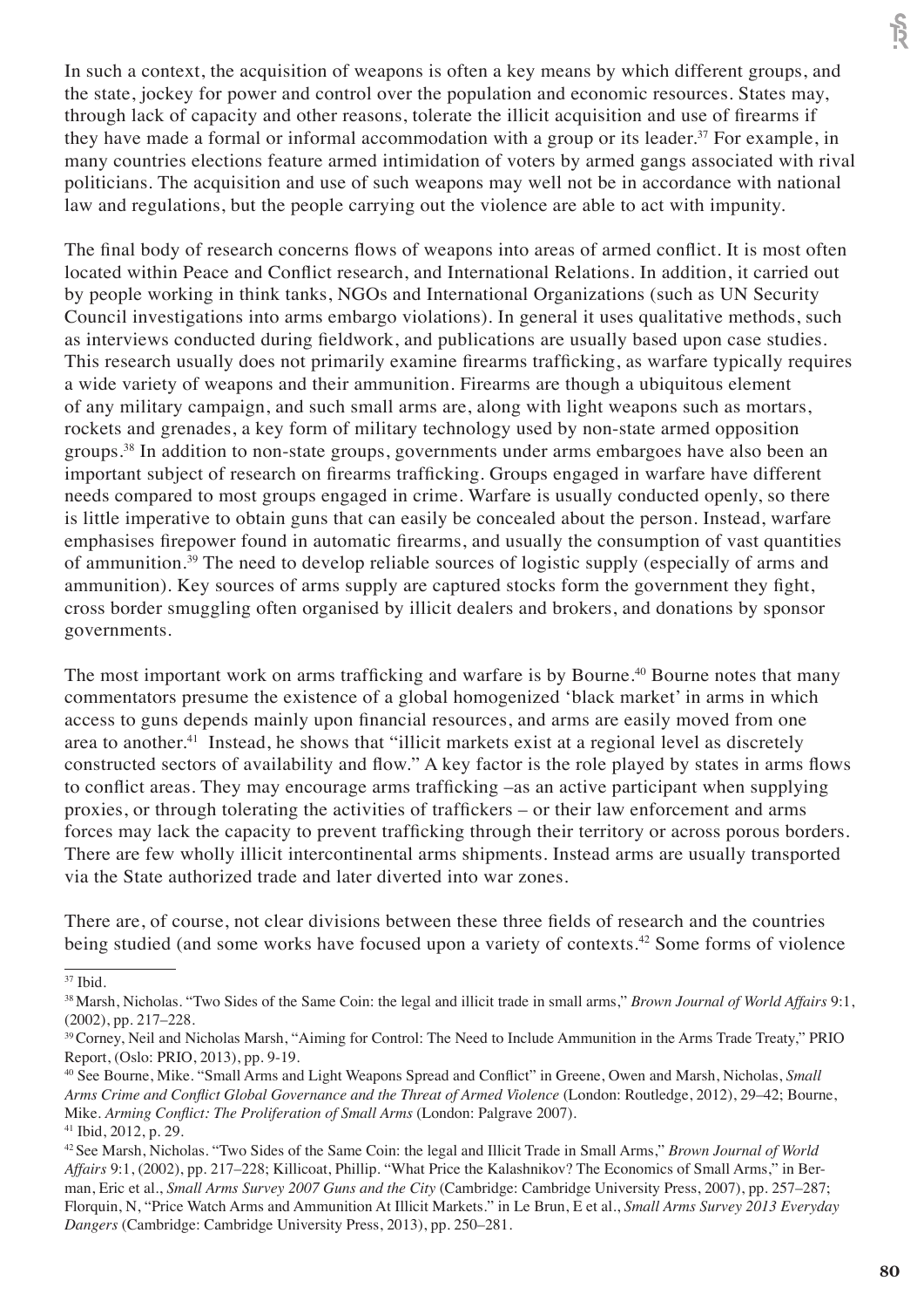In such a context, the acquisition of weapons is often a key means by which different groups, and the state, jockey for power and control over the population and economic resources. States may, through lack of capacity and other reasons, tolerate the illicit acquisition and use of firearms if they have made a formal or informal accommodation with a group or its leader.[37] For example, in many countries elections feature armed intimidation of voters by armed gangs associated with rival politicians. The acquisition and use of such weapons may well not be in accordance with national law and regulations, but the people carrying out the violence are able to act with impunity.

The final body of research concerns flows of weapons into areas of armed conflict. It is most often located within Peace and Conflict research, and International Relations. In addition, it carried out by people working in think tanks, NGOs and International Organizations (such as UN Security Council investigations into arms embargo violations). In general it uses qualitative methods, such as interviews conducted during fieldwork, and publications are usually based upon case studies. This research usually does not primarily examine firearms trafficking, as warfare typically requires a wide variety of weapons and their ammunition. Firearms are though a ubiquitous element of any military campaign, and such small arms are, along with light weapons such as mortars, rockets and grenades, a key form of military technology used by non-state armed opposition groups.[38] In addition to non-state groups, governments under arms embargoes have also been an important subject of research on firearms trafficking. Groups engaged in warfare have different needs compared to most groups engaged in crime. Warfare is usually conducted openly, so there is little imperative to obtain guns that can easily be concealed about the person. Instead, warfare emphasises firepower found in automatic firearms, and usually the consumption of vast quantities of ammunition.[39] The need to develop reliable sources of logistic supply (especially of arms and ammunition). Key sources of arms supply are captured stocks form the government they fight, cross border smuggling often organised by illicit dealers and brokers, and donations by sponsor governments.

The most important work on arms trafficking and warfare is by Bourne.[40] Bourne notes that many commentators presume the existence of a global homogenized 'black market' in arms in which access to guns depends mainly upon financial resources, and arms are easily moved from one area to another.[41] Instead, he shows that "illicit markets exist at a regional level as discretely constructed sectors of availability and flow." A key factor is the role played by states in arms flows to conflict areas. They may encourage arms trafficking –as an active participant when supplying proxies, or through tolerating the activities of traffickers – or their law enforcement and arms forces may lack the capacity to prevent trafficking through their territory or across porous borders. There are few wholly illicit intercontinental arms shipments. Instead arms are usually transported via the State authorized trade and later diverted into war zones.

There are, of course, not clear divisions between these three fields of research and the countries being studied (and some works have focused upon a variety of contexts.[42] Some forms of violence

---

[37] Ibid.

[38] Marsh, Nicholas. "Two Sides of the Same Coin: the legal and illicit trade in small arms," *Brown Journal of World Affairs* 9:1, (2002), pp. 217–228.

[39] Corney, Neil and Nicholas Marsh, "Aiming for Control: The Need to Include Ammunition in the Arms Trade Treaty," PRIO Report, (Oslo: PRIO, 2013), pp. 9-19.

[40] See Bourne, Mike. "Small Arms and Light Weapons Spread and Conflict" in Greene, Owen and Marsh, Nicholas, *Small Arms Crime and Conflict Global Governance and the Threat of Armed Violence* (London: Routledge, 2012), 29–42; Bourne, Mike. *Arming Conflict: The Proliferation of Small Arms* (London: Palgrave 2007).

[41] Ibid, 2012, p. 29.

[42] See Marsh, Nicholas. "Two Sides of the Same Coin: the legal and Illicit Trade in Small Arms," *Brown Journal of World Affairs* 9:1, (2002), pp. 217–228; Killicoat, Phillip. "What Price the Kalashnikov? The Economics of Small Arms," in Berman, Eric et al., *Small Arms Survey 2007 Guns and the City* (Cambridge: Cambridge University Press, 2007), pp. 257–287; Florquin, N, "Price Watch Arms and Ammunition At Illicit Markets." in Le Brun, E et al., *Small Arms Survey 2013 Everyday Dangers* (Cambridge: Cambridge University Press, 2013), pp. 250–281.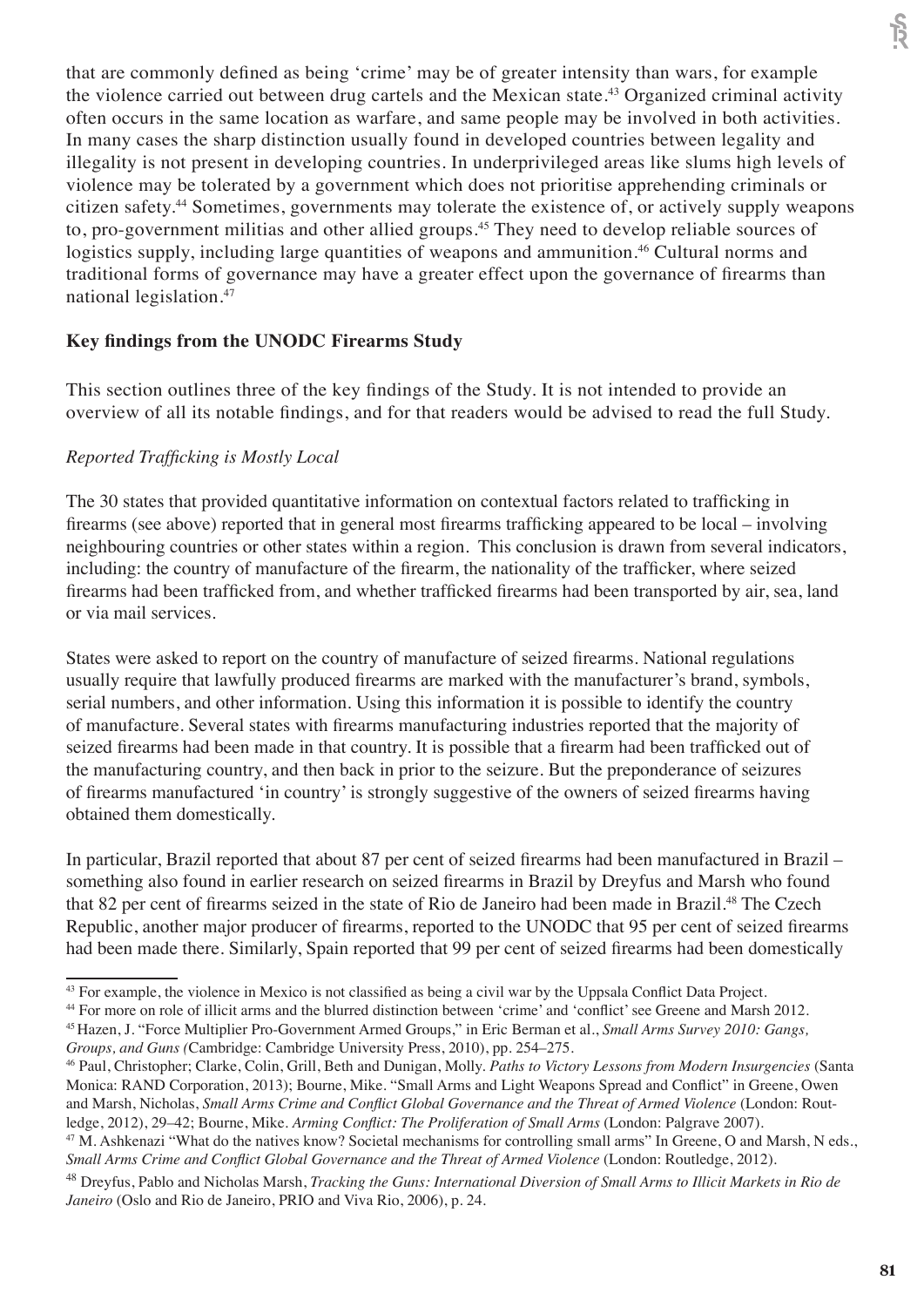that are commonly defined as being 'crime' may be of greater intensity than wars, for example the violence carried out between drug cartels and the Mexican state.[43] Organized criminal activity often occurs in the same location as warfare, and same people may be involved in both activities. In many cases the sharp distinction usually found in developed countries between legality and illegality is not present in developing countries. In underprivileged areas like slums high levels of violence may be tolerated by a government which does not prioritise apprehending criminals or citizen safety.[44] Sometimes, governments may tolerate the existence of, or actively supply weapons to, pro-government militias and other allied groups.[45] They need to develop reliable sources of logistics supply, including large quantities of weapons and ammunition.[46] Cultural norms and traditional forms of governance may have a greater effect upon the governance of firearms than national legislation.[47]

**Key findings from the UNODC Firearms Study**

This section outlines three of the key findings of the Study. It is not intended to provide an overview of all its notable findings, and for that readers would be advised to read the full Study.

*Reported Trafficking is Mostly Local*

The 30 states that provided quantitative information on contextual factors related to trafficking in firearms (see above) reported that in general most firearms trafficking appeared to be local – involving neighbouring countries or other states within a region. This conclusion is drawn from several indicators, including: the country of manufacture of the firearm, the nationality of the trafficker, where seized firearms had been trafficked from, and whether trafficked firearms had been transported by air, sea, land or via mail services.

States were asked to report on the country of manufacture of seized firearms. National regulations usually require that lawfully produced firearms are marked with the manufacturer's brand, symbols, serial numbers, and other information. Using this information it is possible to identify the country of manufacture. Several states with firearms manufacturing industries reported that the majority of seized firearms had been made in that country. It is possible that a firearm had been trafficked out of the manufacturing country, and then back in prior to the seizure. But the preponderance of seizures of firearms manufactured 'in country' is strongly suggestive of the owners of seized firearms having obtained them domestically.

In particular, Brazil reported that about 87 per cent of seized firearms had been manufactured in Brazil – something also found in earlier research on seized firearms in Brazil by Dreyfus and Marsh who found that 82 per cent of firearms seized in the state of Rio de Janeiro had been made in Brazil.[48] The Czech Republic, another major producer of firearms, reported to the UNODC that 95 per cent of seized firearms had been made there. Similarly, Spain reported that 99 per cent of seized firearms had been domestically

---

[43] For example, the violence in Mexico is not classified as being a civil war by the Uppsala Conflict Data Project.

[44] For more on role of illicit arms and the blurred distinction between 'crime' and 'conflict' see Greene and Marsh 2012.

[45] Hazen, J. "Force Multiplier Pro-Government Armed Groups," in Eric Berman et al., *Small Arms Survey 2010: Gangs, Groups, and Guns* (Cambridge: Cambridge University Press, 2010), pp. 254–275.

[46] Paul, Christopher; Clarke, Colin, Grill, Beth and Dunigan, Molly. *Paths to Victory Lessons from Modern Insurgencies* (Santa Monica: RAND Corporation, 2013); Bourne, Mike. "Small Arms and Light Weapons Spread and Conflict" in Greene, Owen and Marsh, Nicholas, *Small Arms Crime and Conflict Global Governance and the Threat of Armed Violence* (London: Routledge, 2012), 29–42; Bourne, Mike. *Arming Conflict: The Proliferation of Small Arms* (London: Palgrave 2007).

[47] M. Ashkenazi "What do the natives know? Societal mechanisms for controlling small arms" In Greene, O and Marsh, N eds., *Small Arms Crime and Conflict Global Governance and the Threat of Armed Violence* (London: Routledge, 2012).

[48] Dreyfus, Pablo and Nicholas Marsh, *Tracking the Guns: International Diversion of Small Arms to Illicit Markets in Rio de Janeiro* (Oslo and Rio de Janeiro, PRIO and Viva Rio, 2006), p. 24.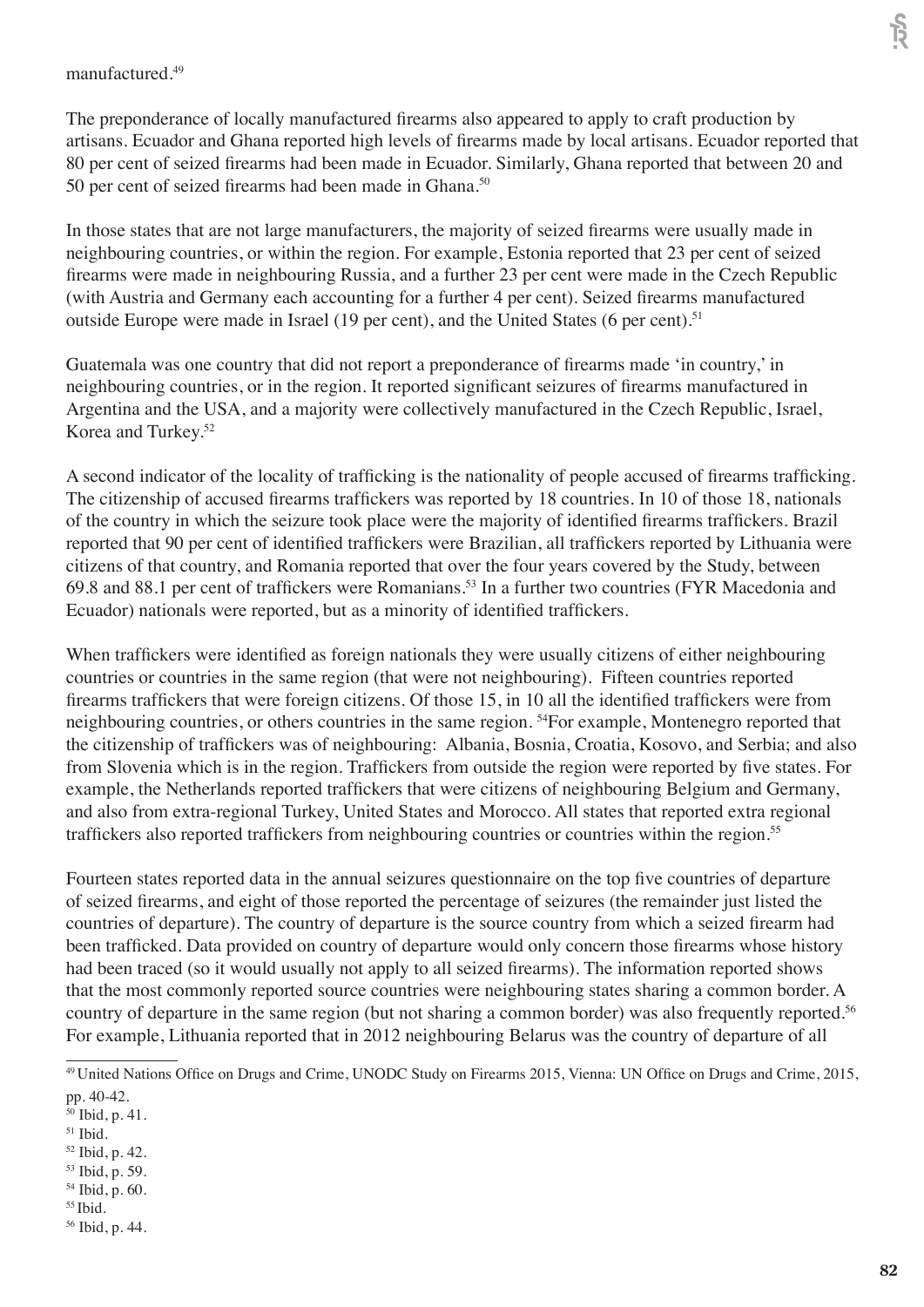manufactured.[49]

The preponderance of locally manufactured firearms also appeared to apply to craft production by artisans. Ecuador and Ghana reported high levels of firearms made by local artisans. Ecuador reported that 80 per cent of seized firearms had been made in Ecuador. Similarly, Ghana reported that between 20 and 50 per cent of seized firearms had been made in Ghana.[50]

In those states that are not large manufacturers, the majority of seized firearms were usually made in neighbouring countries, or within the region. For example, Estonia reported that 23 per cent of seized firearms were made in neighbouring Russia, and a further 23 per cent were made in the Czech Republic (with Austria and Germany each accounting for a further 4 per cent). Seized firearms manufactured outside Europe were made in Israel (19 per cent), and the United States (6 per cent).[51]

Guatemala was one country that did not report a preponderance of firearms made 'in country,' in neighbouring countries, or in the region. It reported significant seizures of firearms manufactured in Argentina and the USA, and a majority were collectively manufactured in the Czech Republic, Israel, Korea and Turkey.[52]

A second indicator of the locality of trafficking is the nationality of people accused of firearms trafficking. The citizenship of accused firearms traffickers was reported by 18 countries. In 10 of those 18, nationals of the country in which the seizure took place were the majority of identified firearms traffickers. Brazil reported that 90 per cent of identified traffickers were Brazilian, all traffickers reported by Lithuania were citizens of that country, and Romania reported that over the four years covered by the Study, between 69.8 and 88.1 per cent of traffickers were Romanians.[53] In a further two countries (FYR Macedonia and Ecuador) nationals were reported, but as a minority of identified traffickers.

When traffickers were identified as foreign nationals they were usually citizens of either neighbouring countries or countries in the same region (that were not neighbouring). Fifteen countries reported firearms traffickers that were foreign citizens. Of those 15, in 10 all the identified traffickers were from neighbouring countries, or others countries in the same region. [54]For example, Montenegro reported that the citizenship of traffickers was of neighbouring: Albania, Bosnia, Croatia, Kosovo, and Serbia; and also from Slovenia which is in the region. Traffickers from outside the region were reported by five states. For example, the Netherlands reported traffickers that were citizens of neighbouring Belgium and Germany, and also from extra-regional Turkey, United States and Morocco. All states that reported extra regional traffickers also reported traffickers from neighbouring countries or countries within the region.[55]

Fourteen states reported data in the annual seizures questionnaire on the top five countries of departure of seized firearms, and eight of those reported the percentage of seizures (the remainder just listed the countries of departure). The country of departure is the source country from which a seized firearm had been trafficked. Data provided on country of departure would only concern those firearms whose history had been traced (so it would usually not apply to all seized firearms). The information reported shows that the most commonly reported source countries were neighbouring states sharing a common border. A country of departure in the same region (but not sharing a common border) was also frequently reported.[56] For example, Lithuania reported that in 2012 neighbouring Belarus was the country of departure of all

---

[49] United Nations Office on Drugs and Crime, UNODC Study on Firearms 2015, Vienna: UN Office on Drugs and Crime, 2015, pp. 40-42.
[50] Ibid, p. 41.
[51] Ibid.
[52] Ibid, p. 42.
[53] Ibid, p. 59.
[54] Ibid, p. 60.
[55] Ibid.
[56] Ibid, p. 44.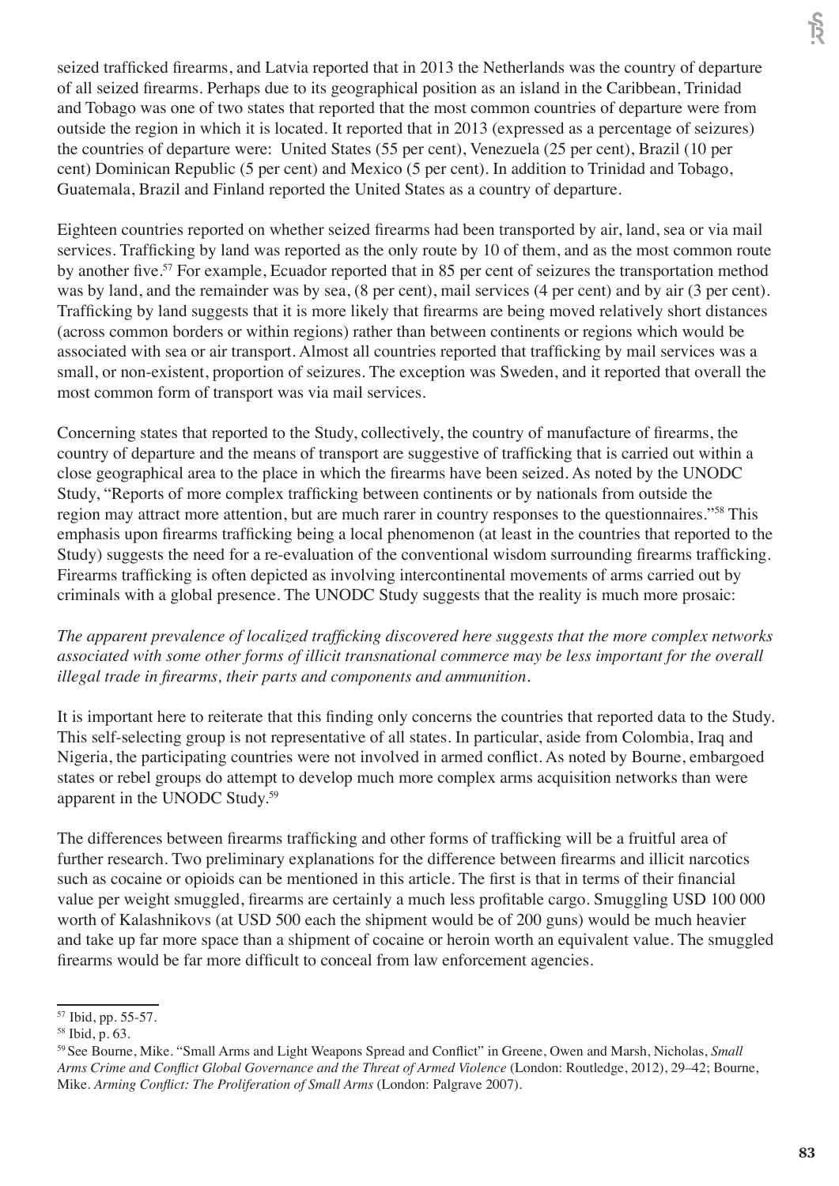seized trafficked firearms, and Latvia reported that in 2013 the Netherlands was the country of departure of all seized firearms. Perhaps due to its geographical position as an island in the Caribbean, Trinidad and Tobago was one of two states that reported that the most common countries of departure were from outside the region in which it is located. It reported that in 2013 (expressed as a percentage of seizures) the countries of departure were: United States (55 per cent), Venezuela (25 per cent), Brazil (10 per cent) Dominican Republic (5 per cent) and Mexico (5 per cent). In addition to Trinidad and Tobago, Guatemala, Brazil and Finland reported the United States as a country of departure.

Eighteen countries reported on whether seized firearms had been transported by air, land, sea or via mail services. Trafficking by land was reported as the only route by 10 of them, and as the most common route by another five.[57] For example, Ecuador reported that in 85 per cent of seizures the transportation method was by land, and the remainder was by sea, (8 per cent), mail services (4 per cent) and by air (3 per cent). Trafficking by land suggests that it is more likely that firearms are being moved relatively short distances (across common borders or within regions) rather than between continents or regions which would be associated with sea or air transport. Almost all countries reported that trafficking by mail services was a small, or non-existent, proportion of seizures. The exception was Sweden, and it reported that overall the most common form of transport was via mail services.

Concerning states that reported to the Study, collectively, the country of manufacture of firearms, the country of departure and the means of transport are suggestive of trafficking that is carried out within a close geographical area to the place in which the firearms have been seized. As noted by the UNODC Study, "Reports of more complex trafficking between continents or by nationals from outside the region may attract more attention, but are much rarer in country responses to the questionnaires."[58] This emphasis upon firearms trafficking being a local phenomenon (at least in the countries that reported to the Study) suggests the need for a re-evaluation of the conventional wisdom surrounding firearms trafficking. Firearms trafficking is often depicted as involving intercontinental movements of arms carried out by criminals with a global presence. The UNODC Study suggests that the reality is much more prosaic:

*The apparent prevalence of localized trafficking discovered here suggests that the more complex networks associated with some other forms of illicit transnational commerce may be less important for the overall illegal trade in firearms, their parts and components and ammunition.*

It is important here to reiterate that this finding only concerns the countries that reported data to the Study. This self-selecting group is not representative of all states. In particular, aside from Colombia, Iraq and Nigeria, the participating countries were not involved in armed conflict. As noted by Bourne, embargoed states or rebel groups do attempt to develop much more complex arms acquisition networks than were apparent in the UNODC Study.[59]

The differences between firearms trafficking and other forms of trafficking will be a fruitful area of further research. Two preliminary explanations for the difference between firearms and illicit narcotics such as cocaine or opioids can be mentioned in this article. The first is that in terms of their financial value per weight smuggled, firearms are certainly a much less profitable cargo. Smuggling USD 100 000 worth of Kalashnikovs (at USD 500 each the shipment would be of 200 guns) would be much heavier and take up far more space than a shipment of cocaine or heroin worth an equivalent value. The smuggled firearms would be far more difficult to conceal from law enforcement agencies.

---

[57] Ibid, pp. 55-57.

[58] Ibid, p. 63.

[59] See Bourne, Mike. "Small Arms and Light Weapons Spread and Conflict" in Greene, Owen and Marsh, Nicholas, *Small Arms Crime and Conflict Global Governance and the Threat of Armed Violence* (London: Routledge, 2012), 29–42; Bourne, Mike. *Arming Conflict: The Proliferation of Small Arms* (London: Palgrave 2007).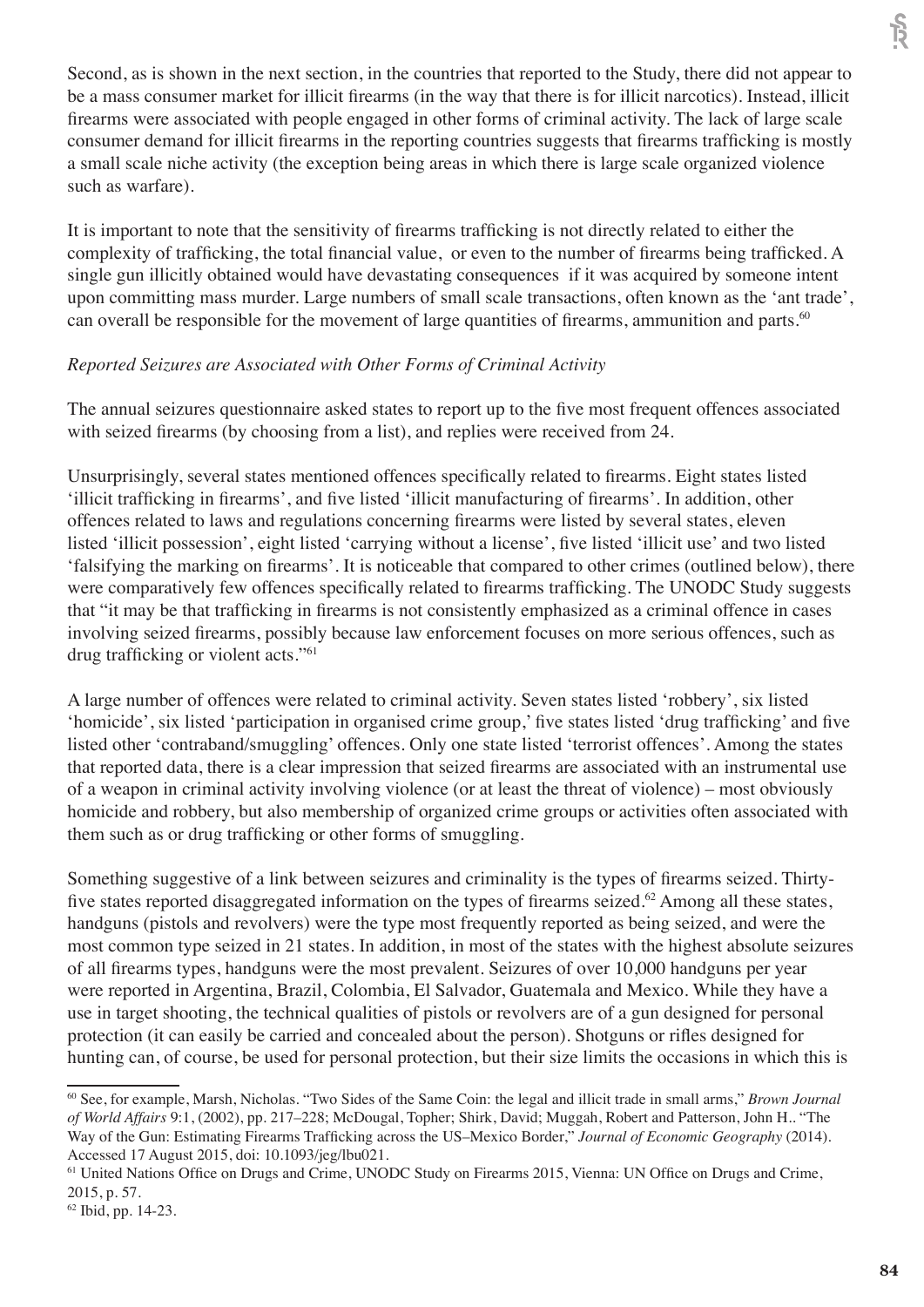Second, as is shown in the next section, in the countries that reported to the Study, there did not appear to be a mass consumer market for illicit firearms (in the way that there is for illicit narcotics). Instead, illicit firearms were associated with people engaged in other forms of criminal activity. The lack of large scale consumer demand for illicit firearms in the reporting countries suggests that firearms trafficking is mostly a small scale niche activity (the exception being areas in which there is large scale organized violence such as warfare).

It is important to note that the sensitivity of firearms trafficking is not directly related to either the complexity of trafficking, the total financial value, or even to the number of firearms being trafficked. A single gun illicitly obtained would have devastating consequences if it was acquired by someone intent upon committing mass murder. Large numbers of small scale transactions, often known as the 'ant trade', can overall be responsible for the movement of large quantities of firearms, ammunition and parts.[60]

*Reported Seizures are Associated with Other Forms of Criminal Activity*

The annual seizures questionnaire asked states to report up to the five most frequent offences associated with seized firearms (by choosing from a list), and replies were received from 24.

Unsurprisingly, several states mentioned offences specifically related to firearms. Eight states listed 'illicit trafficking in firearms', and five listed 'illicit manufacturing of firearms'. In addition, other offences related to laws and regulations concerning firearms were listed by several states, eleven listed 'illicit possession', eight listed 'carrying without a license', five listed 'illicit use' and two listed 'falsifying the marking on firearms'. It is noticeable that compared to other crimes (outlined below), there were comparatively few offences specifically related to firearms trafficking. The UNODC Study suggests that "it may be that trafficking in firearms is not consistently emphasized as a criminal offence in cases involving seized firearms, possibly because law enforcement focuses on more serious offences, such as drug trafficking or violent acts."[61]

A large number of offences were related to criminal activity. Seven states listed 'robbery', six listed 'homicide', six listed 'participation in organised crime group,' five states listed 'drug trafficking' and five listed other 'contraband/smuggling' offences. Only one state listed 'terrorist offences'. Among the states that reported data, there is a clear impression that seized firearms are associated with an instrumental use of a weapon in criminal activity involving violence (or at least the threat of violence) – most obviously homicide and robbery, but also membership of organized crime groups or activities often associated with them such as or drug trafficking or other forms of smuggling.

Something suggestive of a link between seizures and criminality is the types of firearms seized. Thirty-five states reported disaggregated information on the types of firearms seized.[62] Among all these states, handguns (pistols and revolvers) were the type most frequently reported as being seized, and were the most common type seized in 21 states. In addition, in most of the states with the highest absolute seizures of all firearms types, handguns were the most prevalent. Seizures of over 10,000 handguns per year were reported in Argentina, Brazil, Colombia, El Salvador, Guatemala and Mexico. While they have a use in target shooting, the technical qualities of pistols or revolvers are of a gun designed for personal protection (it can easily be carried and concealed about the person). Shotguns or rifles designed for hunting can, of course, be used for personal protection, but their size limits the occasions in which this is

---

[60] See, for example, Marsh, Nicholas. "Two Sides of the Same Coin: the legal and illicit trade in small arms," *Brown Journal of World Affairs* 9:1, (2002), pp. 217–228; McDougal, Topher; Shirk, David; Muggah, Robert and Patterson, John H.. "The Way of the Gun: Estimating Firearms Trafficking across the US–Mexico Border," *Journal of Economic Geography* (2014). Accessed 17 August 2015, doi: 10.1093/jeg/lbu021.

[61] United Nations Office on Drugs and Crime, UNODC Study on Firearms 2015, Vienna: UN Office on Drugs and Crime, 2015, p. 57.

[62] Ibid, pp. 14-23.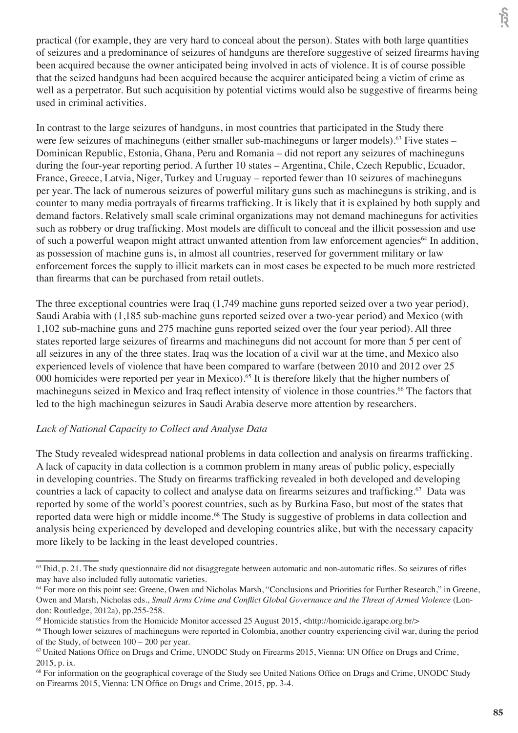practical (for example, they are very hard to conceal about the person). States with both large quantities of seizures and a predominance of seizures of handguns are therefore suggestive of seized firearms having been acquired because the owner anticipated being involved in acts of violence. It is of course possible that the seized handguns had been acquired because the acquirer anticipated being a victim of crime as well as a perpetrator. But such acquisition by potential victims would also be suggestive of firearms being used in criminal activities.

In contrast to the large seizures of handguns, in most countries that participated in the Study there were few seizures of machineguns (either smaller sub-machineguns or larger models).[63] Five states – Dominican Republic, Estonia, Ghana, Peru and Romania – did not report any seizures of machineguns during the four-year reporting period. A further 10 states – Argentina, Chile, Czech Republic, Ecuador, France, Greece, Latvia, Niger, Turkey and Uruguay – reported fewer than 10 seizures of machineguns per year. The lack of numerous seizures of powerful military guns such as machineguns is striking, and is counter to many media portrayals of firearms trafficking. It is likely that it is explained by both supply and demand factors. Relatively small scale criminal organizations may not demand machineguns for activities such as robbery or drug trafficking. Most models are difficult to conceal and the illicit possession and use of such a powerful weapon might attract unwanted attention from law enforcement agencies[64] In addition, as possession of machine guns is, in almost all countries, reserved for government military or law enforcement forces the supply to illicit markets can in most cases be expected to be much more restricted than firearms that can be purchased from retail outlets.

The three exceptional countries were Iraq (1,749 machine guns reported seized over a two year period), Saudi Arabia with (1,185 sub-machine guns reported seized over a two-year period) and Mexico (with 1,102 sub-machine guns and 275 machine guns reported seized over the four year period). All three states reported large seizures of firearms and machineguns did not account for more than 5 per cent of all seizures in any of the three states. Iraq was the location of a civil war at the time, and Mexico also experienced levels of violence that have been compared to warfare (between 2010 and 2012 over 25 000 homicides were reported per year in Mexico).[65] It is therefore likely that the higher numbers of machineguns seized in Mexico and Iraq reflect intensity of violence in those countries.[66] The factors that led to the high machinegun seizures in Saudi Arabia deserve more attention by researchers.

*Lack of National Capacity to Collect and Analyse Data*

The Study revealed widespread national problems in data collection and analysis on firearms trafficking. A lack of capacity in data collection is a common problem in many areas of public policy, especially in developing countries. The Study on firearms trafficking revealed in both developed and developing countries a lack of capacity to collect and analyse data on firearms seizures and trafficking.[67] Data was reported by some of the world's poorest countries, such as by Burkina Faso, but most of the states that reported data were high or middle income.[68] The Study is suggestive of problems in data collection and analysis being experienced by developed and developing countries alike, but with the necessary capacity more likely to be lacking in the least developed countries.

---

[63] Ibid, p. 21. The study questionnaire did not disaggregate between automatic and non-automatic rifles. So seizures of rifles may have also included fully automatic varieties.

[64] For more on this point see: Greene, Owen and Nicholas Marsh, "Conclusions and Priorities for Further Research," in Greene, Owen and Marsh, Nicholas eds., *Small Arms Crime and Conflict Global Governance and the Threat of Armed Violence* (London: Routledge, 2012a), pp.255-258.

[65] Homicide statistics from the Homicide Monitor accessed 25 August 2015, <http://homicide.igarape.org.br/>

[66] Though lower seizures of machineguns were reported in Colombia, another country experiencing civil war, during the period of the Study, of between 100 – 200 per year.

[67] United Nations Office on Drugs and Crime, UNODC Study on Firearms 2015, Vienna: UN Office on Drugs and Crime, 2015, p. ix.

[68] For information on the geographical coverage of the Study see United Nations Office on Drugs and Crime, UNODC Study on Firearms 2015, Vienna: UN Office on Drugs and Crime, 2015, pp. 3-4.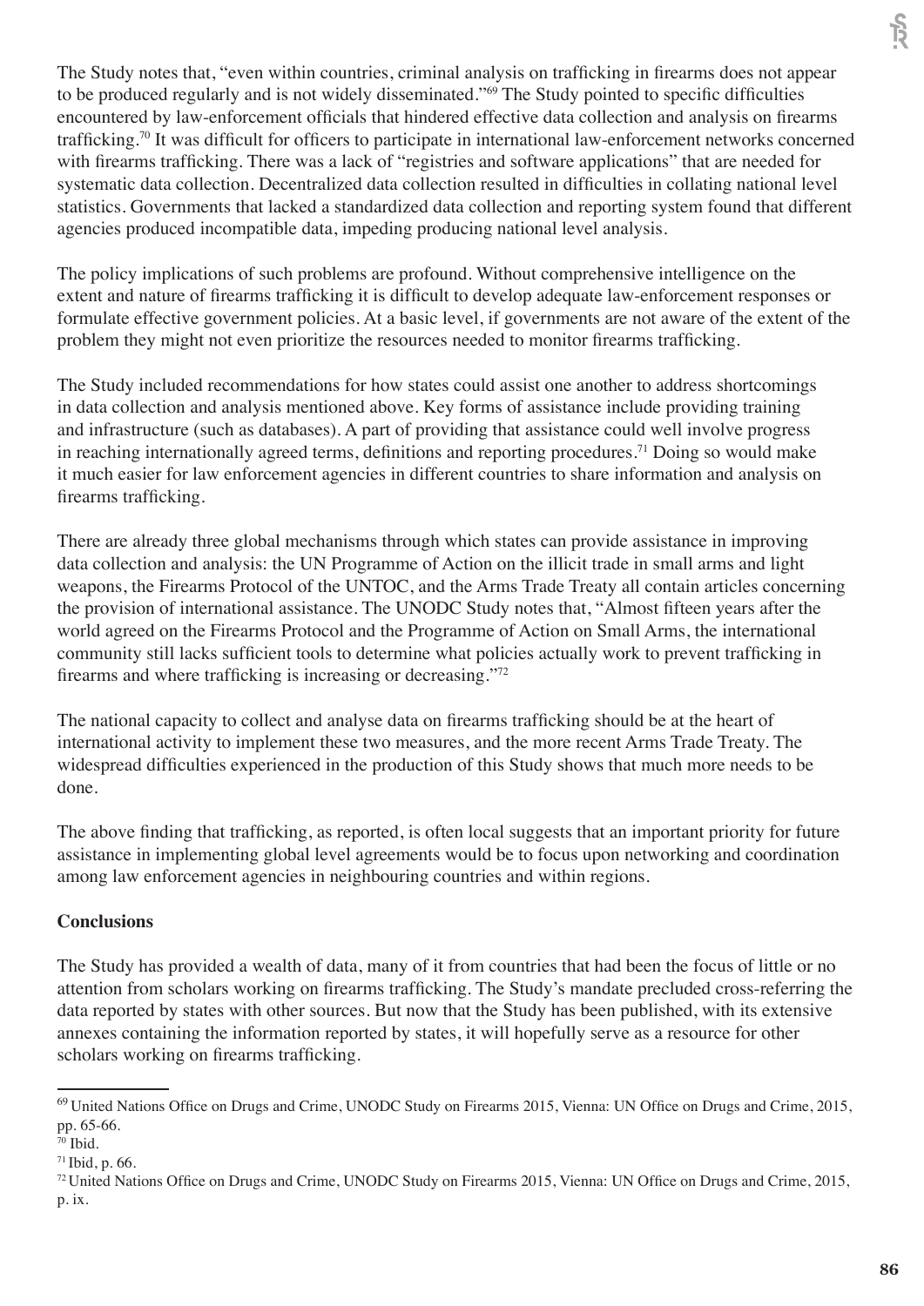The Study notes that, "even within countries, criminal analysis on trafficking in firearms does not appear to be produced regularly and is not widely disseminated."[69] The Study pointed to specific difficulties encountered by law-enforcement officials that hindered effective data collection and analysis on firearms trafficking.[70] It was difficult for officers to participate in international law-enforcement networks concerned with firearms trafficking. There was a lack of "registries and software applications" that are needed for systematic data collection. Decentralized data collection resulted in difficulties in collating national level statistics. Governments that lacked a standardized data collection and reporting system found that different agencies produced incompatible data, impeding producing national level analysis.

The policy implications of such problems are profound. Without comprehensive intelligence on the extent and nature of firearms trafficking it is difficult to develop adequate law-enforcement responses or formulate effective government policies. At a basic level, if governments are not aware of the extent of the problem they might not even prioritize the resources needed to monitor firearms trafficking.

The Study included recommendations for how states could assist one another to address shortcomings in data collection and analysis mentioned above. Key forms of assistance include providing training and infrastructure (such as databases). A part of providing that assistance could well involve progress in reaching internationally agreed terms, definitions and reporting procedures.[71] Doing so would make it much easier for law enforcement agencies in different countries to share information and analysis on firearms trafficking.

There are already three global mechanisms through which states can provide assistance in improving data collection and analysis: the UN Programme of Action on the illicit trade in small arms and light weapons, the Firearms Protocol of the UNTOC, and the Arms Trade Treaty all contain articles concerning the provision of international assistance. The UNODC Study notes that, "Almost fifteen years after the world agreed on the Firearms Protocol and the Programme of Action on Small Arms, the international community still lacks sufficient tools to determine what policies actually work to prevent trafficking in firearms and where trafficking is increasing or decreasing."[72]

The national capacity to collect and analyse data on firearms trafficking should be at the heart of international activity to implement these two measures, and the more recent Arms Trade Treaty. The widespread difficulties experienced in the production of this Study shows that much more needs to be done.

The above finding that trafficking, as reported, is often local suggests that an important priority for future assistance in implementing global level agreements would be to focus upon networking and coordination among law enforcement agencies in neighbouring countries and within regions.

**Conclusions**

The Study has provided a wealth of data, many of it from countries that had been the focus of little or no attention from scholars working on firearms trafficking. The Study's mandate precluded cross-referring the data reported by states with other sources. But now that the Study has been published, with its extensive annexes containing the information reported by states, it will hopefully serve as a resource for other scholars working on firearms trafficking.

---

[69] United Nations Office on Drugs and Crime, UNODC Study on Firearms 2015, Vienna: UN Office on Drugs and Crime, 2015, pp. 65-66.

[70] Ibid.

[71] Ibid, p. 66.

[72] United Nations Office on Drugs and Crime, UNODC Study on Firearms 2015, Vienna: UN Office on Drugs and Crime, 2015, p. ix.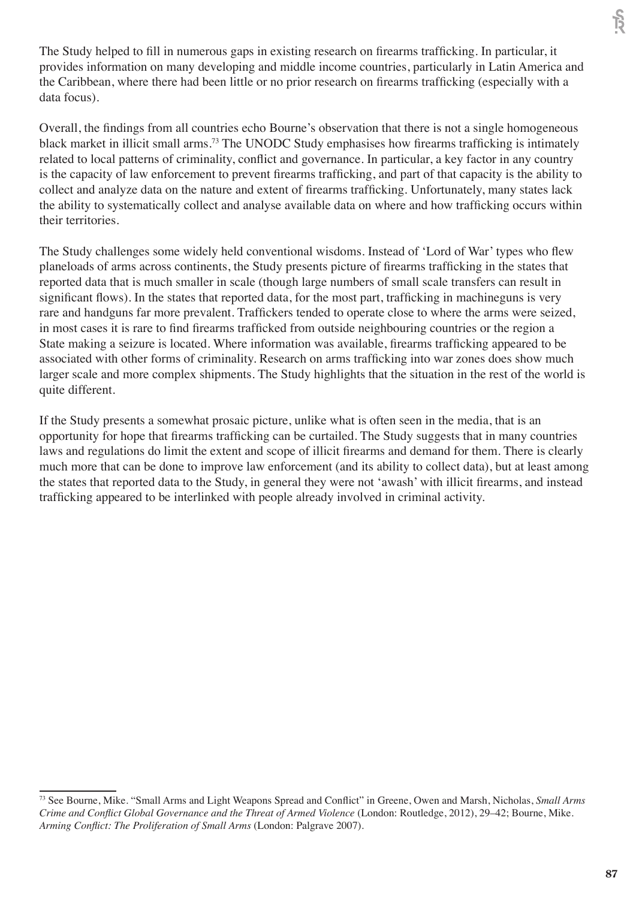The Study helped to fill in numerous gaps in existing research on firearms trafficking. In particular, it provides information on many developing and middle income countries, particularly in Latin America and the Caribbean, where there had been little or no prior research on firearms trafficking (especially with a data focus).

Overall, the findings from all countries echo Bourne's observation that there is not a single homogeneous black market in illicit small arms.[73] The UNODC Study emphasises how firearms trafficking is intimately related to local patterns of criminality, conflict and governance. In particular, a key factor in any country is the capacity of law enforcement to prevent firearms trafficking, and part of that capacity is the ability to collect and analyze data on the nature and extent of firearms trafficking. Unfortunately, many states lack the ability to systematically collect and analyse available data on where and how trafficking occurs within their territories.

The Study challenges some widely held conventional wisdoms. Instead of 'Lord of War' types who flew planeloads of arms across continents, the Study presents picture of firearms trafficking in the states that reported data that is much smaller in scale (though large numbers of small scale transfers can result in significant flows). In the states that reported data, for the most part, trafficking in machineguns is very rare and handguns far more prevalent. Traffickers tended to operate close to where the arms were seized, in most cases it is rare to find firearms trafficked from outside neighbouring countries or the region a State making a seizure is located. Where information was available, firearms trafficking appeared to be associated with other forms of criminality. Research on arms trafficking into war zones does show much larger scale and more complex shipments. The Study highlights that the situation in the rest of the world is quite different.

If the Study presents a somewhat prosaic picture, unlike what is often seen in the media, that is an opportunity for hope that firearms trafficking can be curtailed. The Study suggests that in many countries laws and regulations do limit the extent and scope of illicit firearms and demand for them. There is clearly much more that can be done to improve law enforcement (and its ability to collect data), but at least among the states that reported data to the Study, in general they were not 'awash' with illicit firearms, and instead trafficking appeared to be interlinked with people already involved in criminal activity.

[73] See Bourne, Mike. "Small Arms and Light Weapons Spread and Conflict" in Greene, Owen and Marsh, Nicholas, *Small Arms Crime and Conflict Global Governance and the Threat of Armed Violence* (London: Routledge, 2012), 29–42; Bourne, Mike. *Arming Conflict: The Proliferation of Small Arms* (London: Palgrave 2007).